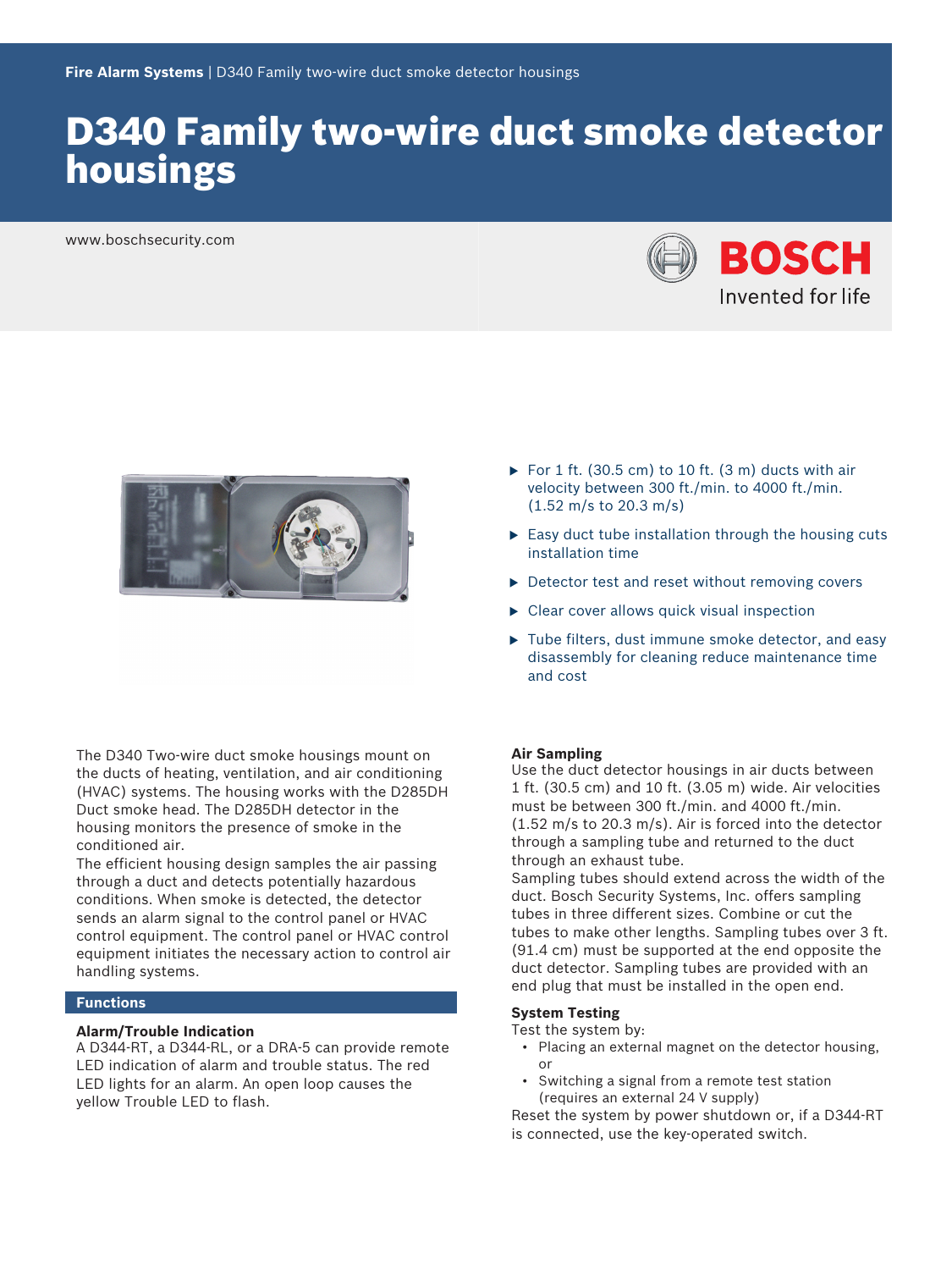Fire Alarm Systems | D340 Family two-wire duct smoke detector housings

# D340 Family two-wire duct smoke detector housings

www.boschsecurity.com

- For 1 ft. (30.5 cm) to 10 ft. (3 m) ducts with air velocity between 300 ft./min. to 4000 ft./min. (1.52 m/s to 20.3 m/s)
- Easy duct tube installation through the housing cuts installation time
- Detector test and reset without removing covers
- Clear cover allows quick visual inspection
- Tube filters, dust immune smoke detector, and easy disassembly for cleaning reduce maintenance time and cost

The D340 Two-wire duct smoke housings mount on the ducts of heating, ventilation, and air conditioning (HVAC) systems. The housing works with the D285DH Duct smoke head. The D285DH detector in the housing monitors the presence of smoke in the conditioned air.

The efficient housing design samples the air passing through a duct and detects potentially hazardous conditions. When smoke is detected, the detector sends an alarm signal to the control panel or HVAC control equipment. The control panel or HVAC control equipment initiates the necessary action to control air handling systems.

## Functions

### Alarm/Trouble Indication

A D344-RT, a D344-RL, or a DRA-5 can provide remote LED indication of alarm and trouble status. The red LED lights for an alarm. An open loop causes the yellow Trouble LED to flash.

### Air Sampling

Use the duct detector housings in air ducts between 1 ft. (30.5 cm) and 10 ft. (3.05 m) wide. Air velocities must be between 300 ft./min. and 4000 ft./min. (1.52 m/s to 20.3 m/s). Air is forced into the detector through a sampling tube and returned to the duct through an exhaust tube.

Sampling tubes should extend across the width of the duct. Bosch Security Systems, Inc. offers sampling tubes in three different sizes. Combine or cut the tubes to make other lengths. Sampling tubes over 3 ft. (91.4 cm) must be supported at the end opposite the duct detector. Sampling tubes are provided with an end plug that must be installed in the open end.

### System Testing

Test the system by:

- Placing an external magnet on the detector housing, or
- Switching a signal from a remote test station (requires an external 24 V supply)

Reset the system by power shutdown or, if a D344-RT is connected, use the key-operated switch.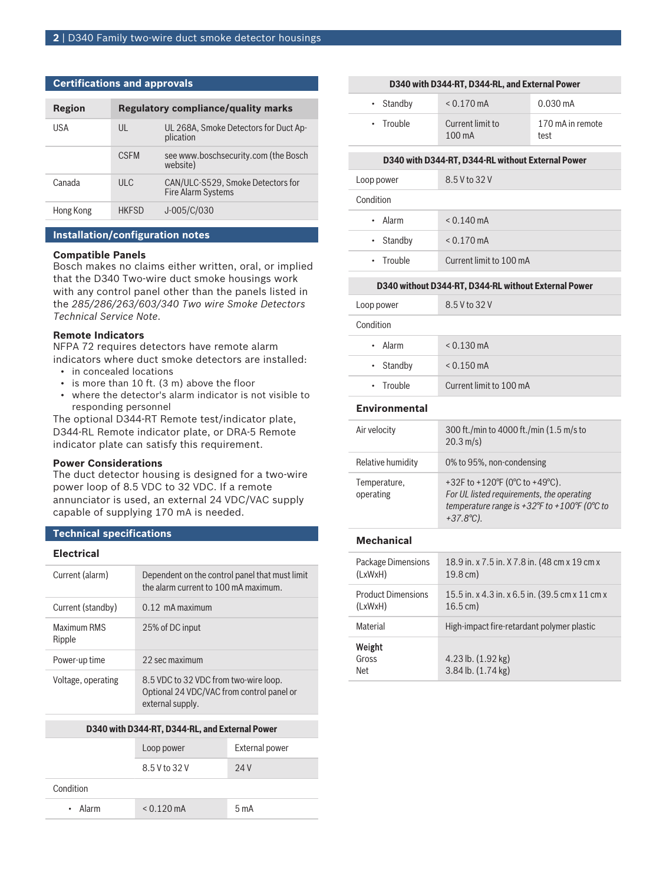## Certifications and approvals

| Region | Regulatory compliance/quality marks | |
|---|---|---|
| USA | UL | UL 268A, Smoke Detectors for Duct Application |
| | CSFM | see www.boschsecurity.com (the Bosch website) |
| Canada | ULC | CAN/ULC-S529, Smoke Detectors for Fire Alarm Systems |
| Hong Kong | HKFSD | J-005/C/030 |

## Installation/configuration notes

**Compatible Panels**

Bosch makes no claims either written, oral, or implied that the D340 Two-wire duct smoke housings work with any control panel other than the panels listed in the *285/286/263/603/340 Two wire Smoke Detectors Technical Service Note*.

**Remote Indicators**

NFPA 72 requires detectors have remote alarm indicators where duct smoke detectors are installed:

- in concealed locations
- is more than 10 ft. (3 m) above the floor
- where the detector's alarm indicator is not visible to responding personnel

The optional D344-RT Remote test/indicator plate, D344-RL Remote indicator plate, or DRA-5 Remote indicator plate can satisfy this requirement.

**Power Considerations**

The duct detector housing is designed for a two-wire power loop of 8.5 VDC to 32 VDC. If a remote annunciator is used, an external 24 VDC/VAC supply capable of supplying 170 mA is needed.

## Technical specifications

### Electrical

| | |
|---|---|
| Current (alarm) | Dependent on the control panel that must limit the alarm current to 100 mA maximum. |
| Current (standby) | 0.12 mA maximum |
| Maximum RMS Ripple | 25% of DC input |
| Power-up time | 22 sec maximum |
| Voltage, operating | 8.5 VDC to 32 VDC from two-wire loop. Optional 24 VDC/VAC from control panel or external supply. |

| D340 with D344-RT, D344-RL, and External Power | | |
|---|---|---|
| | Loop power | External power |
| | 8.5 V to 32 V | 24 V |
| Condition | | |
| • Alarm | < 0.120 mA | 5 mA |
| • Standby | < 0.170 mA | 0.030 mA |
| • Trouble | Current limit to 100 mA | 170 mA in remote test |

| D340 with D344-RT, D344-RL without External Power | |
|---|---|
| Loop power | 8.5 V to 32 V |
| Condition | |
| • Alarm | < 0.140 mA |
| • Standby | < 0.170 mA |
| • Trouble | Current limit to 100 mA |

| D340 without D344-RT, D344-RL without External Power | |
|---|---|
| Loop power | 8.5 V to 32 V |
| Condition | |
| • Alarm | < 0.130 mA |
| • Standby | < 0.150 mA |
| • Trouble | Current limit to 100 mA |

### Environmental

| | |
|---|---|
| Air velocity | 300 ft./min to 4000 ft./min (1.5 m/s to 20.3 m/s) |
| Relative humidity | 0% to 95%, non-condensing |
| Temperature, operating | +32F to +120°F (0°C to +49°C). *For UL listed requirements, the operating temperature range is +32°F to +100°F (0°C to +37.8°C).* |

### Mechanical

| | |
|---|---|
| Package Dimensions (LxWxH) | 18.9 in. x 7.5 in. X 7.8 in. (48 cm x 19 cm x 19.8 cm) |
| Product Dimensions (LxWxH) | 15.5 in. x 4.3 in. x 6.5 in. (39.5 cm x 11 cm x 16.5 cm) |
| Material | High-impact fire-retardant polymer plastic |
| **Weight** Gross Net | 4.23 lb. (1.92 kg) 3.84 lb. (1.74 kg) |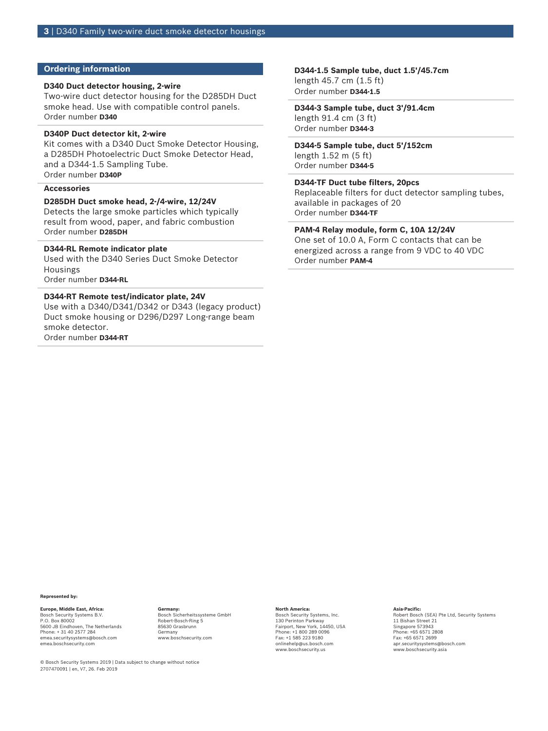## Ordering information

**D340 Duct detector housing, 2-wire**
Two-wire duct detector housing for the D285DH Duct smoke head. Use with compatible control panels.
Order number **D340**

**D340P Duct detector kit, 2-wire**
Kit comes with a D340 Duct Smoke Detector Housing, a D285DH Photoelectric Duct Smoke Detector Head, and a D344-1.5 Sampling Tube.
Order number **D340P**

### Accessories

**D285DH Duct smoke head, 2-/4-wire, 12/24V**
Detects the large smoke particles which typically result from wood, paper, and fabric combustion
Order number **D285DH**

**D344-RL Remote indicator plate**
Used with the D340 Series Duct Smoke Detector Housings
Order number **D344-RL**

**D344-RT Remote test/indicator plate, 24V**
Use with a D340/D341/D342 or D343 (legacy product) Duct smoke housing or D296/D297 Long-range beam smoke detector.
Order number **D344-RT**

**D344-1.5 Sample tube, duct 1.5'/45.7cm**
length 45.7 cm (1.5 ft)
Order number **D344-1.5**

**D344-3 Sample tube, duct 3'/91.4cm**
length 91.4 cm (3 ft)
Order number **D344-3**

**D344-5 Sample tube, duct 5'/152cm**
length 1.52 m (5 ft)
Order number **D344-5**

**D344-TF Duct tube filters, 20pcs**
Replaceable filters for duct detector sampling tubes, available in packages of 20
Order number **D344-TF**

**PAM-4 Relay module, form C, 10A 12/24V**
One set of 10.0 A, Form C contacts that can be energized across a range from 9 VDC to 40 VDC
Order number **PAM-4**

**Represented by:**

**Europe, Middle East, Africa:**
Bosch Security Systems B.V.
P.O. Box 80002
5600 JB Eindhoven, The Netherlands
Phone: + 31 40 2577 284
emea.securitysystems@bosch.com
emea.boschsecurity.com

**Germany:**
Bosch Sicherheitssysteme GmbH
Robert-Bosch-Ring 5
85630 Grasbrunn
Germany
www.boschsecurity.com

**North America:**
Bosch Security Systems, Inc.
130 Perinton Parkway
Fairport, New York, 14450, USA
Phone: +1 800 289 0096
Fax: +1 585 223 9180
onlinehelp@us.bosch.com
www.boschsecurity.us

**Asia-Pacific:**
Robert Bosch (SEA) Pte Ltd, Security Systems
11 Bishan Street 21
Singapore 573943
Phone: +65 6571 2808
Fax: +65 6571 2699
apr.securitysystems@bosch.com
www.boschsecurity.asia

© Bosch Security Systems 2019 | Data subject to change without notice
2707470091 | en, V7, 26. Feb 2019